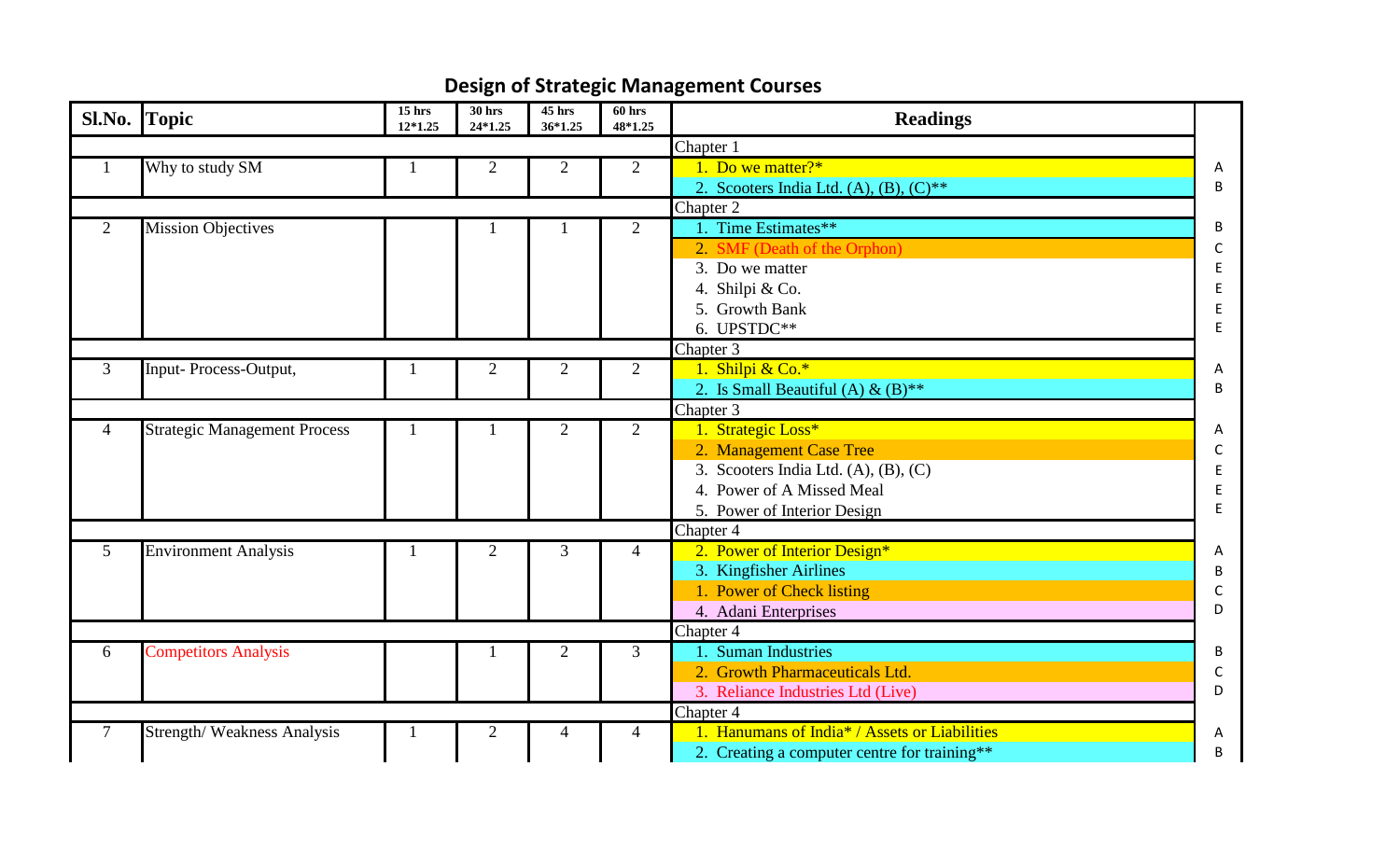# Design of Strategic Management Courses

| Sl.No. | Topic | 15 hrs 12*1.25 | 30 hrs 24*1.25 | 45 hrs 36*1.25 | 60 hrs 48*1.25 | Readings | |
|---|---|---|---|---|---|---|---|
| | | | | | | Chapter 1 | |
| 1 | Why to study SM | 1 | 2 | 2 | 2 | 1. Do we matter?* | A |
| | | | | | | 2. Scooters India Ltd. (A), (B), (C)** | B |
| | | | | | | Chapter 2 | |
| 2 | Mission Objectives | | 1 | 1 | 2 | 1. Time Estimates** | B |
| | | | | | | 2. SMF (Death of the Orphon) | C |
| | | | | | | 3. Do we matter | E |
| | | | | | | 4. Shilpi & Co. | E |
| | | | | | | 5. Growth Bank | E |
| | | | | | | 6. UPSTDC** | E |
| | | | | | | Chapter 3 | |
| 3 | Input- Process-Output, | 1 | 2 | 2 | 2 | 1. Shilpi & Co.* | A |
| | | | | | | 2. Is Small Beautiful (A) & (B)** | B |
| | | | | | | Chapter 3 | |
| 4 | Strategic Management Process | 1 | 1 | 2 | 2 | 1. Strategic Loss* | A |
| | | | | | | 2. Management Case Tree | C |
| | | | | | | 3. Scooters India Ltd. (A), (B), (C) | E |
| | | | | | | 4. Power of A Missed Meal | E |
| | | | | | | 5. Power of Interior Design | E |
| | | | | | | Chapter 4 | |
| 5 | Environment Analysis | 1 | 2 | 3 | 4 | 2. Power of Interior Design* | A |
| | | | | | | 3. Kingfisher Airlines | B |
| | | | | | | 1. Power of Check listing | C |
| | | | | | | 4. Adani Enterprises | D |
| | | | | | | Chapter 4 | |
| 6 | Competitors Analysis | | 1 | 2 | 3 | 1. Suman Industries | B |
| | | | | | | 2. Growth Pharmaceuticals Ltd. | C |
| | | | | | | 3. Reliance Industries Ltd (Live) | D |
| | | | | | | Chapter 4 | |
| 7 | Strength/ Weakness Analysis | 1 | 2 | 4 | 4 | 1. Hanumans of India* / Assets or Liabilities | A |
| | | | | | | 2. Creating a computer centre for training** | B |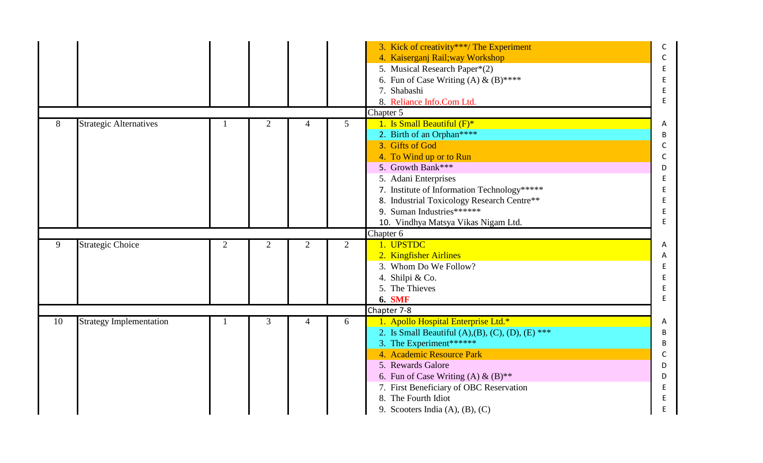| | | | | | | | |
|---|---|---|---|---|---|---|---|
| | | | | | | 3. Kick of creativity***/ The Experiment | C |
| | | | | | | 4. Kaiserganj Rail;way Workshop | C |
| | | | | | | 5. Musical Research Paper*(2) | E |
| | | | | | | 6. Fun of Case Writing (A) & (B)**** | E |
| | | | | | | 7. Shabashi | E |
| | | | | | | 8. Reliance Info.Com Ltd. | E |
| | | | | | | Chapter 5 | |
| 8 | Strategic Alternatives | 1 | 2 | 4 | 5 | 1. Is Small Beautiful (F)* | A |
| | | | | | | 2. Birth of an Orphan**** | B |
| | | | | | | 3. Gifts of God | C |
| | | | | | | 4. To Wind up or to Run | C |
| | | | | | | 5. Growth Bank*** | D |
| | | | | | | 5. Adani Enterprises | E |
| | | | | | | 7. Institute of Information Technology***** | E |
| | | | | | | 8. Industrial Toxicology Research Centre** | E |
| | | | | | | 9. Suman Industries****** | E |
| | | | | | | 10. Vindhya Matsya Vikas Nigam Ltd. | E |
| | | | | | | Chapter 6 | |
| 9 | Strategic Choice | 2 | 2 | 2 | 2 | 1. UPSTDC | A |
| | | | | | | 2. Kingfisher Airlines | A |
| | | | | | | 3. Whom Do We Follow? | E |
| | | | | | | 4. Shilpi & Co. | E |
| | | | | | | 5. The Thieves | E |
| | | | | | | **6. SMF** | E |
| | | | | | | Chapter 7-8 | |
| 10 | Strategy Implementation | 1 | 3 | 4 | 6 | 1. Apollo Hospital Enterprise Ltd.* | A |
| | | | | | | 2. Is Small Beautiful (A),(B), (C), (D), (E) *** | B |
| | | | | | | 3. The Experiment****** | B |
| | | | | | | 4. Academic Resource Park | C |
| | | | | | | 5. Rewards Galore | D |
| | | | | | | 6. Fun of Case Writing (A) & (B)** | D |
| | | | | | | 7. First Beneficiary of OBC Reservation | E |
| | | | | | | 8. The Fourth Idiot | E |
| | | | | | | 9. Scooters India (A), (B), (C) | E |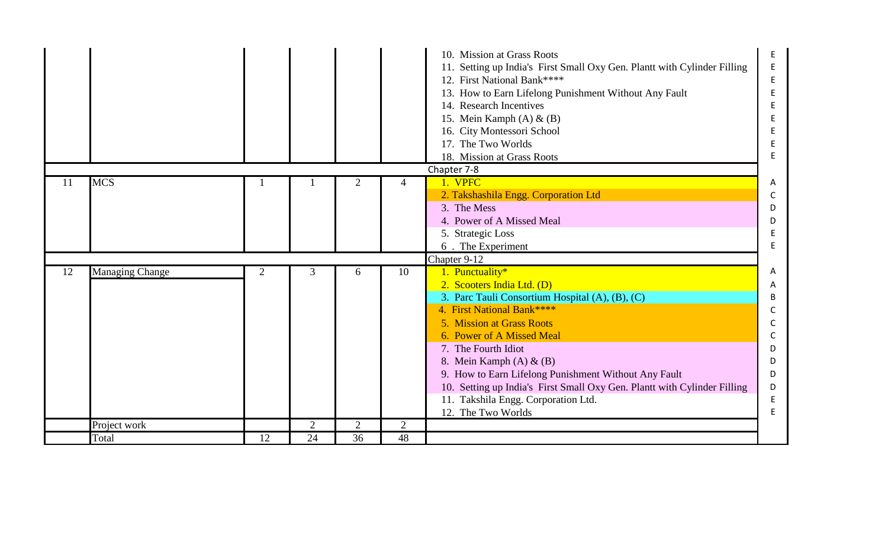| | | | | | | | |
|---|---|---|---|---|---|---|---|
| | | | | | | 10. Mission at Grass Roots | E |
| | | | | | | 11. Setting up India's First Small Oxy Gen. Plantt with Cylinder Filling | E |
| | | | | | | 12. First National Bank**** | E |
| | | | | | | 13. How to Earn Lifelong Punishment Without Any Fault | E |
| | | | | | | 14. Research Incentives | E |
| | | | | | | 15. Mein Kamph (A) & (B) | E |
| | | | | | | 16. City Montessori School | E |
| | | | | | | 17. The Two Worlds | E |
| | | | | | | 18. Mission at Grass Roots | E |
| | | | | | | Chapter 7-8 | |
| 11 | MCS | 1 | 1 | 2 | 4 | 1. VPFC | A |
| | | | | | | 2. Takshashila Engg. Corporation Ltd | C |
| | | | | | | 3. The Mess | D |
| | | | | | | 4. Power of A Missed Meal | D |
| | | | | | | 5. Strategic Loss | E |
| | | | | | | 6 . The Experiment | E |
| | | | | | | Chapter 9-12 | |
| 12 | Managing Change | 2 | 3 | 6 | 10 | 1. Punctuality* | A |
| | | | | | | 2. Scooters India Ltd. (D) | A |
| | | | | | | 3. Parc Tauli Consortium Hospital (A), (B), (C) | B |
| | | | | | | 4. First National Bank**** | C |
| | | | | | | 5. Mission at Grass Roots | C |
| | | | | | | 6. Power of A Missed Meal | C |
| | | | | | | 7. The Fourth Idiot | D |
| | | | | | | 8. Mein Kamph (A) & (B) | D |
| | | | | | | 9. How to Earn Lifelong Punishment Without Any Fault | D |
| | | | | | | 10. Setting up India's First Small Oxy Gen. Plantt with Cylinder Filling | D |
| | | | | | | 11. Takshila Engg. Corporation Ltd. | E |
| | | | | | | 12. The Two Worlds | E |
| | Project work | | 2 | 2 | 2 | | |
| | Total | 12 | 24 | 36 | 48 | | |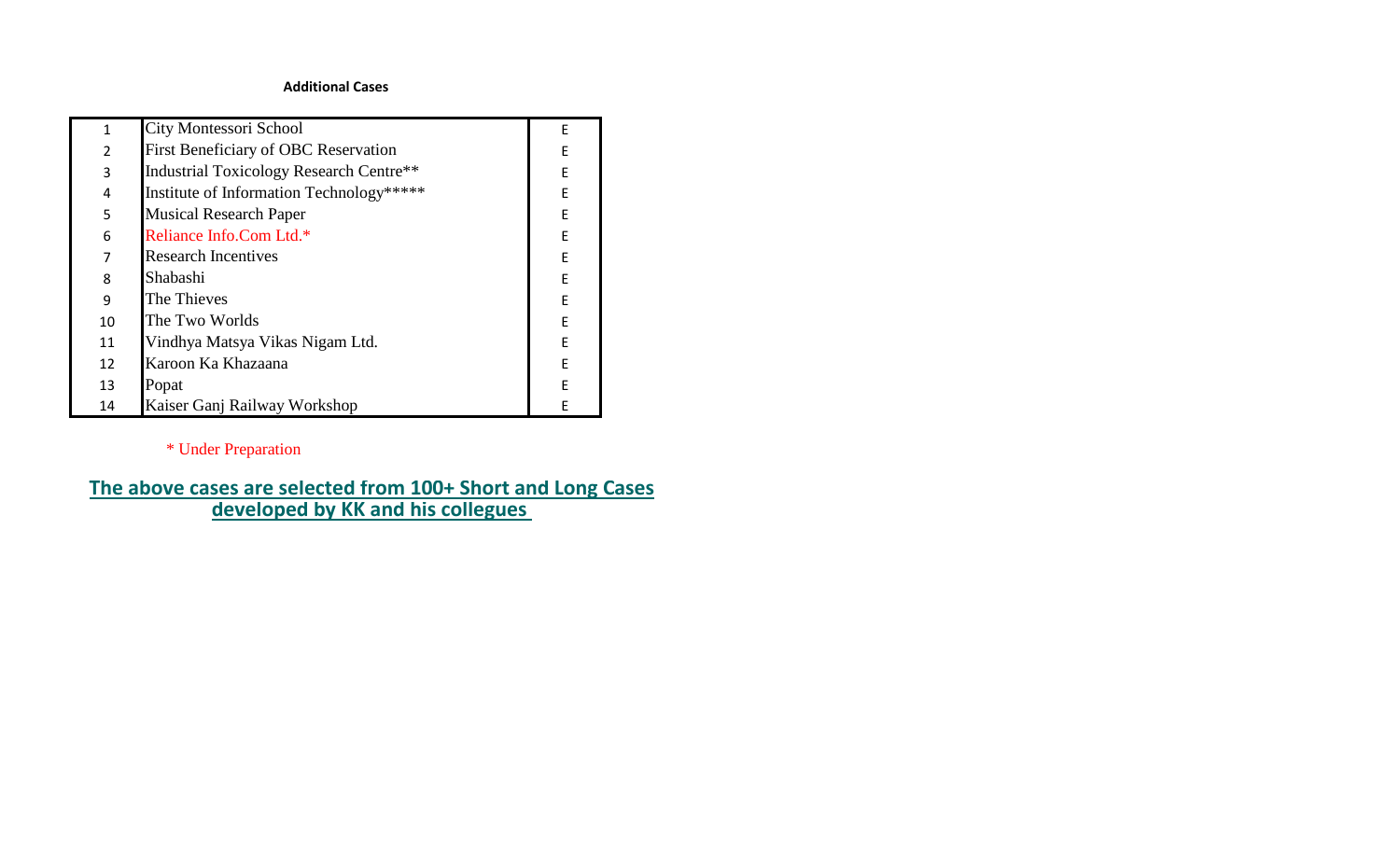**Additional Cases**

| | | |
|---|---|---|
| 1 | City Montessori School | E |
| 2 | First Beneficiary of OBC Reservation | E |
| 3 | Industrial Toxicology Research Centre** | E |
| 4 | Institute of Information Technology***** | E |
| 5 | Musical Research Paper | E |
| 6 | Reliance Info.Com Ltd.* | E |
| 7 | Research Incentives | E |
| 8 | Shabashi | E |
| 9 | The Thieves | E |
| 10 | The Two Worlds | E |
| 11 | Vindhya Matsya Vikas Nigam Ltd. | E |
| 12 | Karoon Ka Khazaana | E |
| 13 | Popat | E |
| 14 | Kaiser Ganj Railway Workshop | E |

\* Under Preparation

**The above cases are selected from 100+ Short and Long Cases developed by KK and his collegues**